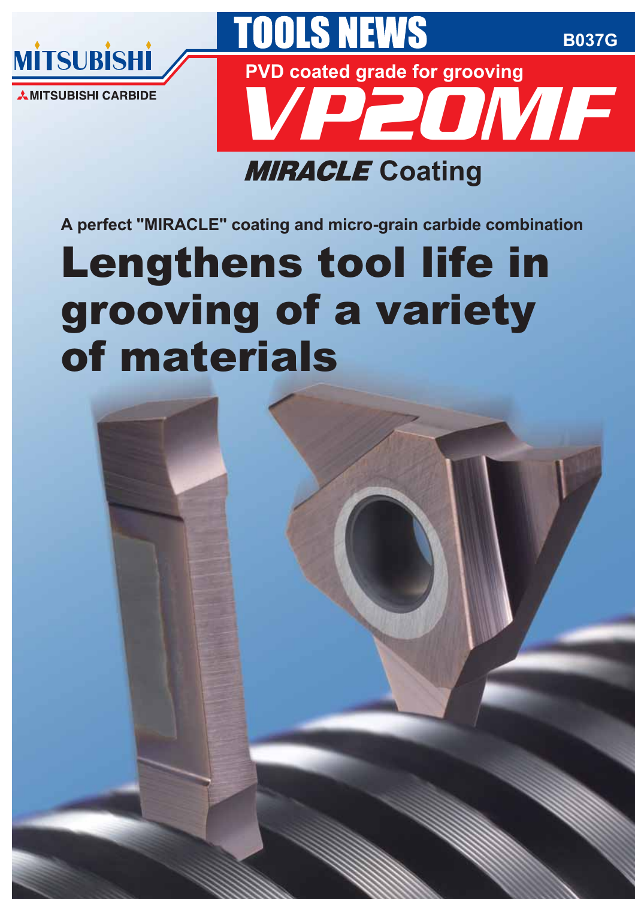MITSUBISHI

MITSUBISHI CARBIDE

# TOOLS NEWS

B037G

PVD coated grade for grooving

# VP20MF

## *MIRACLE* Coating

**A perfect "MIRACLE" coating and micro-grain carbide combination**

# Lengthens tool life in grooving of a variety of materials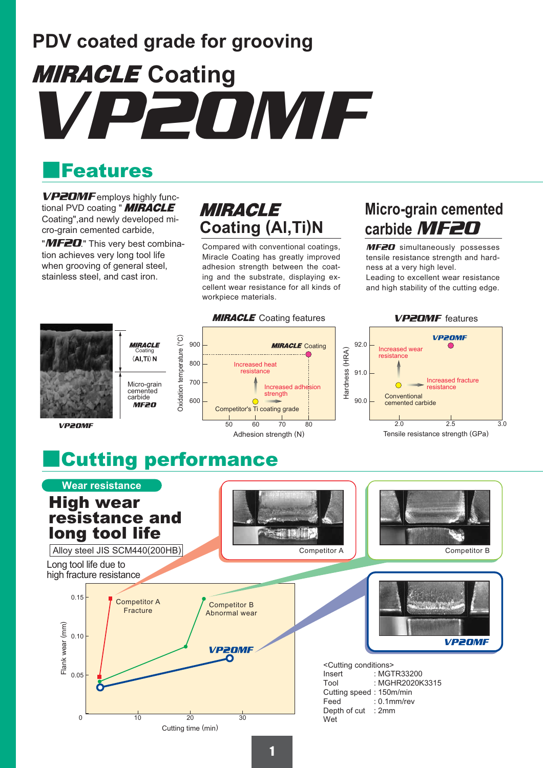# PDV coated grade for grooving

# MIRACLE Coating VP20MF

## Features

**VP20MF** employs highly functional PVD coating "**MIRACLE** Coating",and newly developed micro-grain cemented carbide, "**MF20**." This very best combination achieves very long tool life when grooving of general steel, stainless steel, and cast iron.

### MIRACLE Coating (Al,Ti)N

Compared with conventional coatings, Miracle Coating has greatly improved adhesion strength between the coating and the substrate, displaying excellent wear resistance for all kinds of workpiece materials.

### Micro-grain cemented carbide MF20

**MF20** simultaneously possesses tensile resistance strength and hardness at a very high level.
Leading to excellent wear resistance and high stability of the cutting edge.

MIRACLE Coating (Al,Ti) N

Micro-grain cemented carbide MF20

VP20MF

**MIRACLE Coating features**

Oxidation temperature (°C) vs. Adhesion strength (N): MIRACLE Coating; Increased heat resistance; Increased adhesion strength; Competitor's Ti coating grade

**VP20MF features**

Hardness (HRA) vs. Tensile resistance strength (GPa): VP20MF; Increased wear resistance; Increased fracture resistance; Conventional cemented carbide

## Cutting performance

**Wear resistance**

### High wear resistance and long tool life

Alloy steel JIS SCM440(200HB)

Long tool life due to high fracture resistance

Flank wear (mm) vs. Cutting time (min): Competitor A Fracture; Competitor B Abnormal wear; VP20MF

Competitor A

Competitor B

VP20MF

<Cutting conditions>

| | |
|---|---|
| Insert | : MGTR33200 |
| Tool | : MGHR2020K3315 |
| Cutting speed | : 150m/min |
| Feed | : 0.1mm/rev |
| Depth of cut | : 2mm |
| Wet | |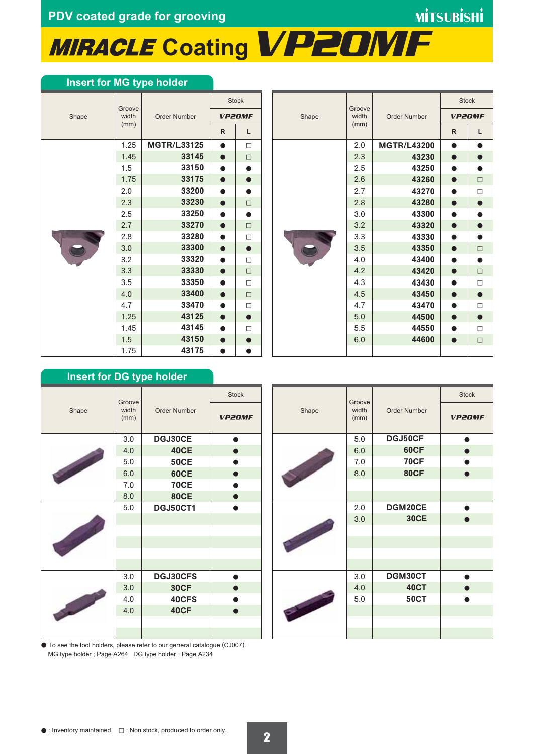## PDV coated grade for grooving

# MIRACLE Coating VP20MF

### Insert for MG type holder

| Shape | Groove width (mm) | Order Number | Stock VP20MF R | Stock VP20MF L |
|---|---|---|---|---|
| | 1.25 | MGTR/L33125 | ● | □ |
| | 1.45 | 33145 | ● | □ |
| | 1.5 | 33150 | ● | ● |
| | 1.75 | 33175 | ● | ● |
| | 2.0 | 33200 | ● | ● |
| | 2.3 | 33230 | ● | □ |
| | 2.5 | 33250 | ● | ● |
| | 2.7 | 33270 | ● | □ |
| | 2.8 | 33280 | ● | □ |
| | 3.0 | 33300 | ● | ● |
| | 3.2 | 33320 | ● | □ |
| | 3.3 | 33330 | ● | □ |
| | 3.5 | 33350 | ● | □ |
| | 4.0 | 33400 | ● | □ |
| | 4.7 | 33470 | ● | □ |
| | 1.25 | 43125 | ● | ● |
| | 1.45 | 43145 | ● | □ |
| | 1.5 | 43150 | ● | ● |
| | 1.75 | 43175 | ● | ● |

| Shape | Groove width (mm) | Order Number | Stock VP20MF R | Stock VP20MF L |
|---|---|---|---|---|
| | 2.0 | MGTR/L43200 | ● | ● |
| | 2.3 | 43230 | ● | ● |
| | 2.5 | 43250 | ● | ● |
| | 2.6 | 43260 | ● | □ |
| | 2.7 | 43270 | ● | □ |
| | 2.8 | 43280 | ● | ● |
| | 3.0 | 43300 | ● | ● |
| | 3.2 | 43320 | ● | ● |
| | 3.3 | 43330 | ● | ● |
| | 3.5 | 43350 | ● | □ |
| | 4.0 | 43400 | ● | ● |
| | 4.2 | 43420 | ● | □ |
| | 4.3 | 43430 | ● | □ |
| | 4.5 | 43450 | ● | ● |
| | 4.7 | 43470 | ● | □ |
| | 5.0 | 44500 | ● | ● |
| | 5.5 | 44550 | ● | □ |
| | 6.0 | 44600 | ● | □ |

### Insert for DG type holder

| Shape | Groove width (mm) | Order Number | Stock VP20MF |
|---|---|---|---|
| | 3.0 | DGJ30CE | ● |
| | 4.0 | 40CE | ● |
| | 5.0 | 50CE | ● |
| | 6.0 | 60CE | ● |
| | 7.0 | 70CE | ● |
| | 8.0 | 80CE | ● |
| | 5.0 | DGJ50CT1 | ● |
| | 3.0 | DGJ30CFS | ● |
| | 3.0 | 30CF | ● |
| | 4.0 | 40CFS | ● |
| | 4.0 | 40CF | ● |

| Shape | Groove width (mm) | Order Number | Stock VP20MF |
|---|---|---|---|
| | 5.0 | DGJ50CF | ● |
| | 6.0 | 60CF | ● |
| | 7.0 | 70CF | ● |
| | 8.0 | 80CF | ● |
| | 2.0 | DGM20CE | ● |
| | 3.0 | 30CE | ● |
| | 3.0 | DGM30CT | ● |
| | 4.0 | 40CT | ● |
| | 5.0 | 50CT | ● |

● To see the tool holders, please refer to our general catalogue (CJ007).
MG type holder ; Page A264 DG type holder ; Page A234

● : Inventory maintained. □ : Non stock, produced to order only.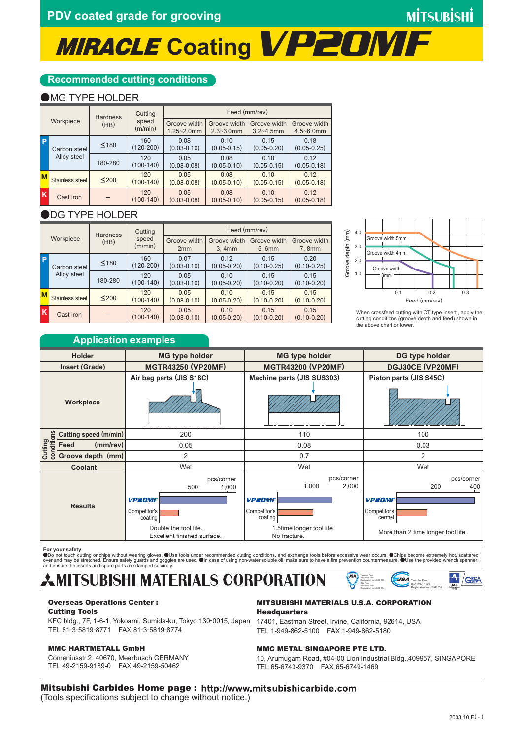# PDV coated grade for grooving

MITSUBISHI

# MIRACLE Coating VP20MF

## Recommended cutting conditions

### ●MG TYPE HOLDER

| | Workpiece | Hardness (HB) | Cutting speed (m/min) | Feed (mm/rev) | | | |
|---|---|---|---|---|---|---|---|
| | | | | Groove width 1.25~2.0mm | Groove width 2.3~3.0mm | Groove width 3.2~4.5mm | Groove width 4.5~6.0mm |
| P | Carbon steel Alloy steel | ≦180 | 160 (120-200) | 0.08 (0.03-0.10) | 0.10 (0.05-0.15) | 0.15 (0.05-0.20) | 0.18 (0.05-0.25) |
| | | 180-280 | 120 (100-140) | 0.05 (0.03-0.08) | 0.08 (0.05-0.10) | 0.10 (0.05-0.15) | 0.12 (0.05-0.18) |
| M | Stainless steel | ≦200 | 120 (100-140) | 0.05 (0.03-0.08) | 0.08 (0.05-0.10) | 0.10 (0.05-0.15) | 0.12 (0.05-0.18) |
| K | Cast iron | – | 120 (100-140) | 0.05 (0.03-0.08) | 0.08 (0.05-0.10) | 0.10 (0.05-0.15) | 0.12 (0.05-0.18) |

### ●DG TYPE HOLDER

| | Workpiece | Hardness (HB) | Cutting speed (m/min) | Feed (mm/rev) | | | |
|---|---|---|---|---|---|---|---|
| | | | | Groove width 2mm | Groove width 3, 4mm | Groove width 5, 6mm | Groove width 7, 8mm |
| P | Carbon steel Alloy steel | ≦180 | 160 (120-200) | 0.07 (0.03-0.10) | 0.12 (0.05-0.20) | 0.15 (0.10-0.25) | 0.20 (0.10-0.25) |
| | | 180-280 | 120 (100-140) | 0.05 (0.03-0.10) | 0.10 (0.05-0.20) | 0.15 (0.10-0.20) | 0.15 (0.10-0.20) |
| M | Stainless steel | ≦200 | 120 (100-140) | 0.05 (0.03-0.10) | 0.10 (0.05-0.20) | 0.15 (0.10-0.20) | 0.15 (0.10-0.20) |
| K | Cast iron | – | 120 (100-140) | 0.05 (0.03-0.10) | 0.10 (0.05-0.20) | 0.15 (0.10-0.20) | 0.15 (0.10-0.20) |

Groove depth (mm)
4.0
3.0
2.0
1.0
Groove width 5mm
Groove width 4mm
Groove width 3mm
0.1
0.2
0.3
Feed (mm/rev)

When crossfeed cutting with CT type insert , apply the cutting conditions (groove depth and feed) shown in the above chart or lower.

## Application examples

| Holder | MG type holder | MG type holder | DG type holder |
|---|---|---|---|
| Insert (Grade) | MGTR43250 (VP20MF) | MGTR43200 (VP20MF) | DGJ30CE (VP20MF) |
| Workpiece | Air bag parts (JIS S18C) | Machine parts (JIS SUS303) | Piston parts (JIS S45C) |
| Cutting conditions: Cutting speed (m/min) | 200 | 110 | 100 |
| Cutting conditions: Feed (mm/rev) | 0.05 | 0.08 | 0.03 |
| Cutting conditions: Groove depth (mm) | 2 | 0.7 | 2 |
| Coolant | Wet | Wet | Wet |
| Results | pcs/corner 500 1,000; VP20MF; Competitor's coating; Double the tool life. Excellent finished surface. | pcs/corner 1,000 2,000; VP20MF; Competitor's coating; 1.5time longer tool life. No fracture. | pcs/corner 200 400; VP20MF; Competitor's cermet; More than 2 time longer tool life. |

**For your safety**
●Do not touch cutting or chips without wearing gloves. ●Use tools under recommended cutting conditions, and exchange tools before excessive wear occurs. ●Chips become extremely hot, scattered over and may be stretched. Ensure safety guards and goggles are used. ●In case of using non-water soluble oil, make sure to have a fire prevention countermeasure. ●Use the provided wrench spanner, and ensure the inserts and spare parts are damped securely.

# MITSUBISHI MATERIALS CORPORATION

**Overseas Operations Center :**
**Cutting Tools**
KFC bldg., 7F, 1-6-1, Yokoami, Sumida-ku, Tokyo 130-0015, Japan
TEL 81-3-5819-8771 FAX 81-3-5819-8774

**MITSUBISHI MATERIALS U.S.A. CORPORATION**
**Headquarters**
17401, Eastman Street, Irvine, California, 92614, USA
TEL 1-949-862-5100 FAX 1-949-862-5180

**MMC HARTMETALL GmbH**
Comeniusstr.2, 40670, Meerbusch GERMANY
TEL 49-2159-9189-0 FAX 49-2159-50462

**MMC METAL SINGAPORE PTE LTD.**
10, Arumugam Road, #04-00 Lion Industrial Bldg.,409957, SINGAPORE
TEL 65-6743-9370 FAX 65-6749-1469

**Mitsubishi Carbides Home page : http://www.mitsubishicarbide.com**
(Tools specifications subject to change without notice.)

2003.10.E( - )